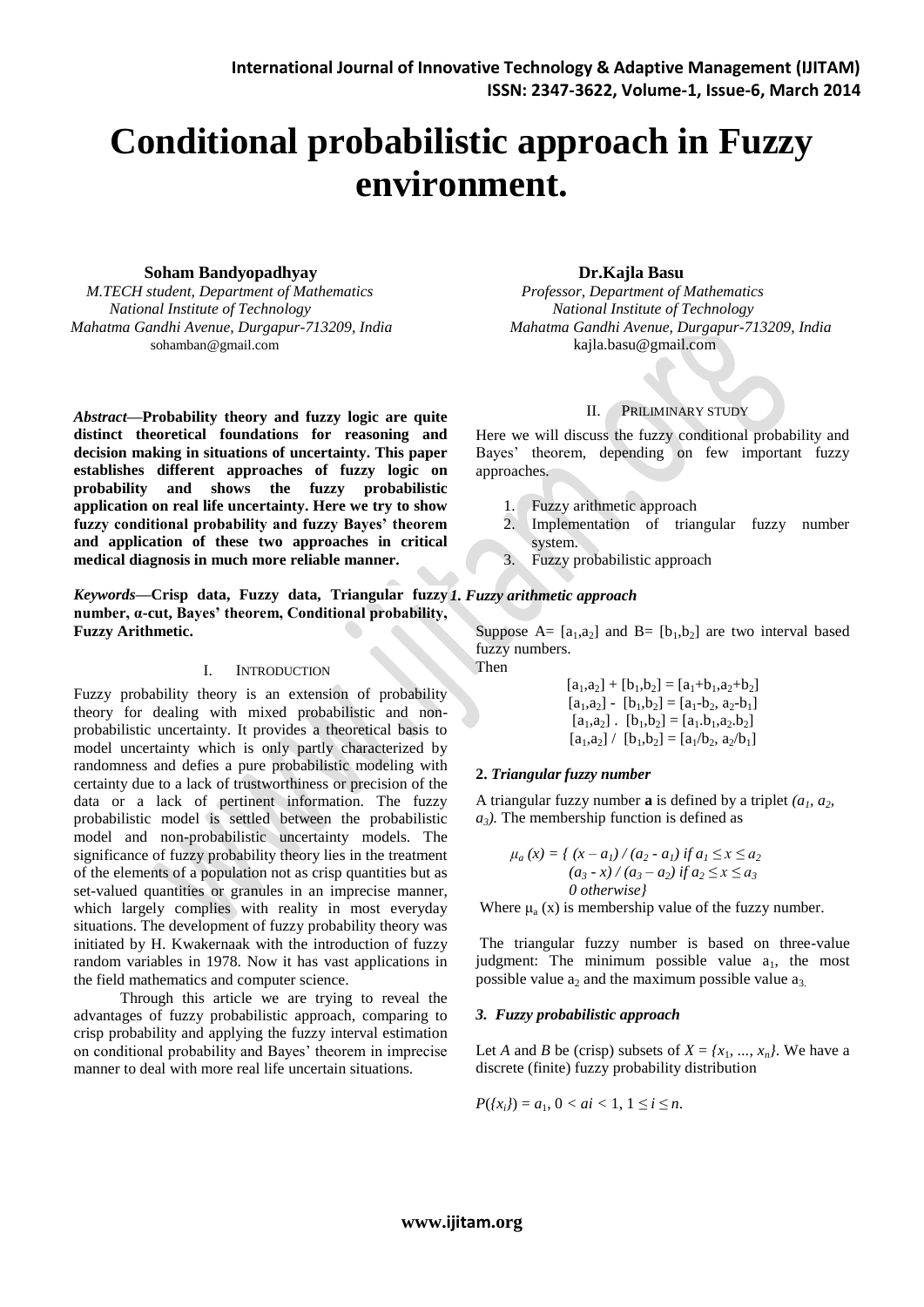# Conditional probabilistic approach in Fuzzy environment.

**Soham Bandyopadhyay**

*M.TECH student, Department of Mathematics*
*National Institute of Technology*
*Mahatma Gandhi Avenue, Durgapur-713209, India*
sohamban@gmail.com

**Dr.Kajla Basu**

*Professor, Department of Mathematics*
*National Institute of Technology*
*Mahatma Gandhi Avenue, Durgapur-713209, India*
kajla.basu@gmail.com

***Abstract*—Probability theory and fuzzy logic are quite distinct theoretical foundations for reasoning and decision making in situations of uncertainty. This paper establishes different approaches of fuzzy logic on probability and shows the fuzzy probabilistic application on real life uncertainty. Here we try to show fuzzy conditional probability and fuzzy Bayes' theorem and application of these two approaches in critical medical diagnosis in much more reliable manner.**

***Keywords*—Crisp data, Fuzzy data, Triangular fuzzy number, α-cut, Bayes' theorem, Conditional probability, Fuzzy Arithmetic.**

## I. Introduction

Fuzzy probability theory is an extension of probability theory for dealing with mixed probabilistic and non-probabilistic uncertainty. It provides a theoretical basis to model uncertainty which is only partly characterized by randomness and defies a pure probabilistic modeling with certainty due to a lack of trustworthiness or precision of the data or a lack of pertinent information. The fuzzy probabilistic model is settled between the probabilistic model and non-probabilistic uncertainty models. The significance of fuzzy probability theory lies in the treatment of the elements of a population not as crisp quantities but as set-valued quantities or granules in an imprecise manner, which largely complies with reality in most everyday situations. The development of fuzzy probability theory was initiated by H. Kwakernaak with the introduction of fuzzy random variables in 1978. Now it has vast applications in the field mathematics and computer science.

Through this article we are trying to reveal the advantages of fuzzy probabilistic approach, comparing to crisp probability and applying the fuzzy interval estimation on conditional probability and Bayes' theorem in imprecise manner to deal with more real life uncertain situations.

## II. Priliminary study

Here we will discuss the fuzzy conditional probability and Bayes' theorem, depending on few important fuzzy approaches.

1. Fuzzy arithmetic approach
2. Implementation of triangular fuzzy number system.
3. Fuzzy probabilistic approach

### *1. Fuzzy arithmetic approach*

Suppose A= $[a_1,a_2]$ and B= $[b_1,b_2]$ are two interval based fuzzy numbers.

Then

$$[a_1,a_2] + [b_1,b_2] = [a_1+b_1,a_2+b_2]$$
$$[a_1,a_2] - [b_1,b_2] = [a_1-b_2, a_2-b_1]$$
$$[a_1,a_2] . [b_1,b_2] = [a_1.b_1,a_2.b_2]$$
$$[a_1,a_2] / [b_1,b_2] = [a_1/b_2, a_2/b_1]$$

### **2.** ***Triangular fuzzy number***

A triangular fuzzy number **a** is defined by a triplet $(a_1, a_2, a_3)$. The membership function is defined as

$$\mu_a (x) = \{ (x - a_1) / (a_2 - a_1) \text{ if } a_1 \leq x \leq a_2$$
$$(a_3 - x) / (a_3 - a_2) \text{ if } a_2 \leq x \leq a_3$$
$$0 \text{ otherwise}\}$$

Where $\mu_a$ (x) is membership value of the fuzzy number.

The triangular fuzzy number is based on three-value judgment: The minimum possible value $a_1$, the most possible value $a_2$ and the maximum possible value $a_3$.

### *3. Fuzzy probabilistic approach*

Let *A* and *B* be (crisp) subsets of $X = \{x_1, ..., x_n\}$. We have a discrete (finite) fuzzy probability distribution

$P(\{x_i\}) = a_1, 0 < ai < 1, 1 \leq i \leq n.$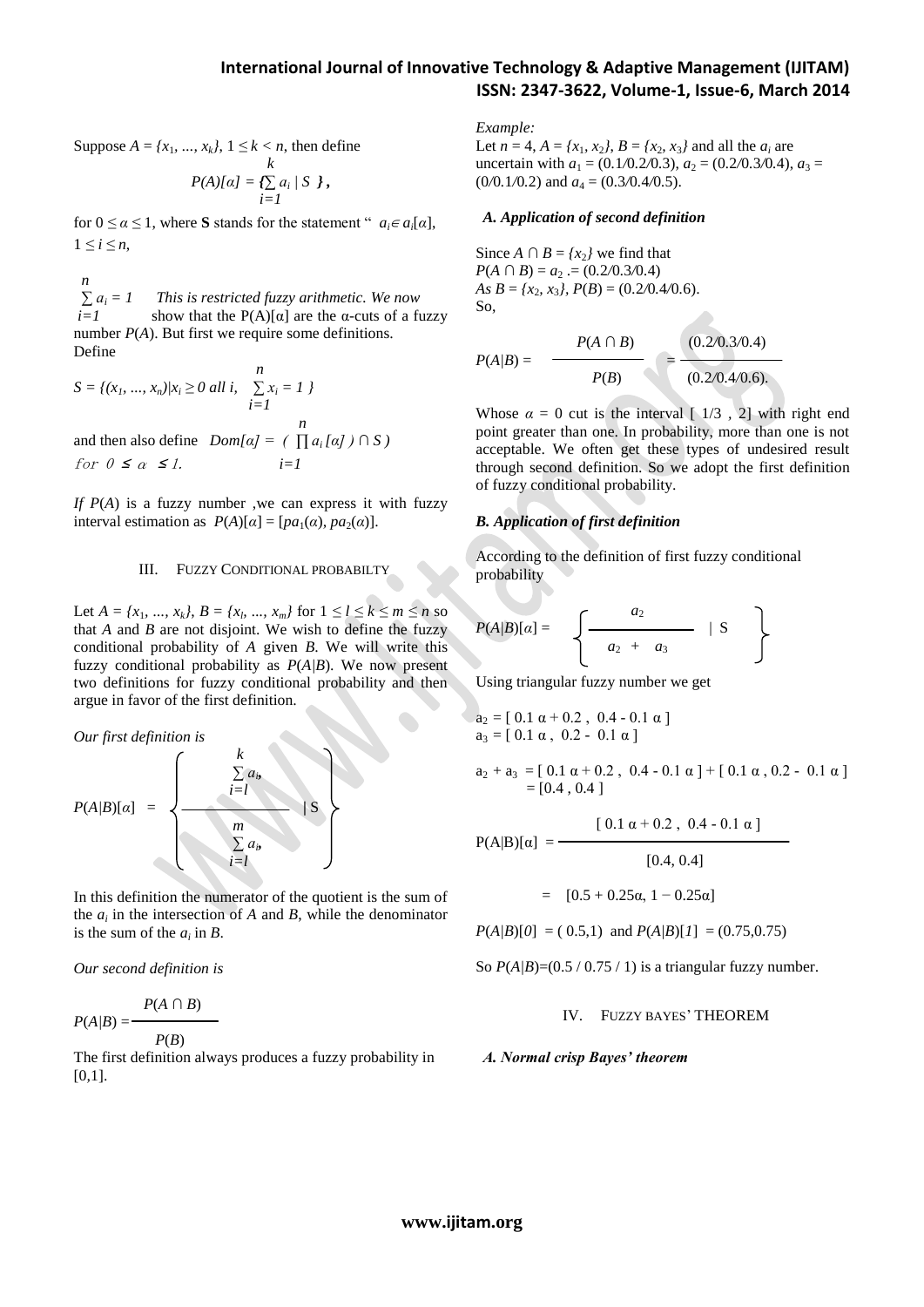Suppose $A = \{x_1, ..., x_k\}$, $1 \le k < n$, then define

$$P(A)[\alpha] = \{\sum_{i=1}^{k} a_i \mid S\},$$

for $0 \le \alpha \le 1$, where **S** stands for the statement " $a_i \in a_i[\alpha]$, $1 \le i \le n$,

$\sum_{i=1}^{n} a_i = 1$ *This is restricted fuzzy arithmetic. We now* show that the $P(A)[\alpha]$ are the α-cuts of a fuzzy number $P(A)$. But first we require some definitions. Define

$$S = \{(x_1, ..., x_n) | x_i \ge 0 \text{ all } i, \sum_{i=1}^{n} x_i = 1\}$$

and then also define $Dom[\alpha] = (\prod_{i=1}^{n} a_i[\alpha]) \cap S)$ for $0 \le \alpha \le 1$.

*If* $P(A)$ is a fuzzy number ,we can express it with fuzzy interval estimation as $P(A)[\alpha] = [pa_1(\alpha), pa_2(\alpha)]$.

## III. Fuzzy Conditional Probabilty

Let $A = \{x_1, ..., x_k\}$, $B = \{x_l, ..., x_m\}$ for $1 \le l \le k \le m \le n$ so that $A$ and $B$ are not disjoint. We wish to define the fuzzy conditional probability of $A$ given $B$. We will write this fuzzy conditional probability as $P(A|B)$. We now present two definitions for fuzzy conditional probability and then argue in favor of the first definition.

*Our first definition is*

$$P(A|B)[\alpha] = \left\{ \frac{\sum_{i=l}^{k} a_i}{\sum_{i=l}^{m} a_i} \mid S \right\}$$

In this definition the numerator of the quotient is the sum of the $a_i$ in the intersection of $A$ and $B$, while the denominator is the sum of the $a_i$ in $B$.

*Our second definition is*

$$P(A|B) = \frac{P(A \cap B)}{P(B)}$$

The first definition always produces a fuzzy probability in [0,1].

*Example:*

Let $n = 4$, $A = \{x_1, x_2\}$, $B = \{x_2, x_3\}$ and all the $a_i$ are uncertain with $a_1 = (0.1/0.2/0.3)$, $a_2 = (0.2/0.3/0.4)$, $a_3 = (0/0.1/0.2)$ and $a_4 = (0.3/0.4/0.5)$.

### A. Application of second definition

Since $A \cap B = \{x_2\}$ we find that $P(A \cap B) = a_2 .= (0.2/0.3/0.4)$
*As* $B = \{x_2, x_3\}$, $P(B) = (0.2/0.4/0.6)$.
So,

$$P(A|B) = \frac{P(A \cap B)}{P(B)} = \frac{(0.2/0.3/0.4)}{(0.2/0.4/0.6).}$$

Whose $\alpha = 0$ cut is the interval [ 1/3 , 2] with right end point greater than one. In probability, more than one is not acceptable. We often get these types of undesired result through second definition. So we adopt the first definition of fuzzy conditional probability.

### B. Application of first definition

According to the definition of first fuzzy conditional probability

$$P(A|B)[\alpha] = \left\{ \frac{a_2}{a_2 + a_3} \mid S \right\}$$

Using triangular fuzzy number we get

$$a_2 = [\,0.1\,\alpha + 0.2\,,\ 0.4 - 0.1\,\alpha\,]$$
$$a_3 = [\,0.1\,\alpha\,,\ 0.2 - 0.1\,\alpha\,]$$

$$a_2 + a_3 = [\,0.1\,\alpha + 0.2\,,\ 0.4 - 0.1\,\alpha\,] + [\,0.1\,\alpha\,,\ 0.2 - 0.1\,\alpha\,] = [0.4\,,\,0.4\,]$$

$$P(A|B)[\alpha] = \frac{[\,0.1\,\alpha + 0.2\,,\ 0.4 - 0.1\,\alpha\,]}{[0.4,\ 0.4]}$$

$$= [0.5 + 0.25\alpha,\ 1 - 0.25\alpha]$$

$P(A|B)[0] = (0.5,1)$ and $P(A|B)[1] = (0.75,0.75)$

So $P(A|B)=(0.5 / 0.75 / 1)$ is a triangular fuzzy number.

## IV. Fuzzy Bayes' Theorem

### A. Normal crisp Bayes' theorem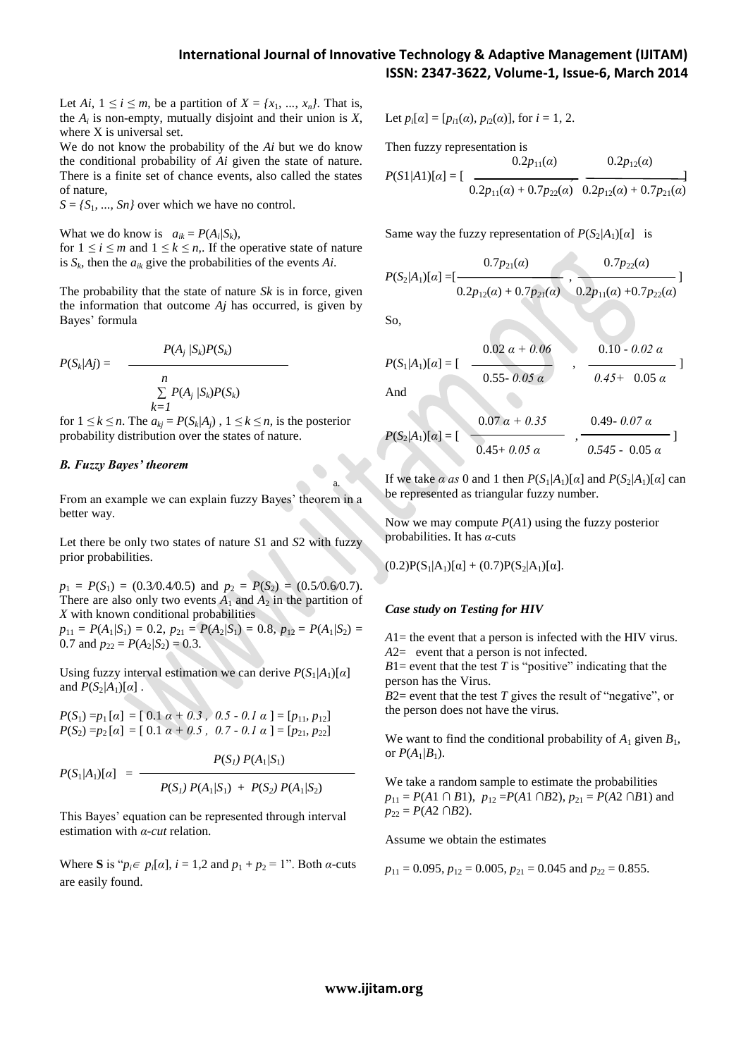Let $A_i$, $1 \leq i \leq m$, be a partition of $X = \{x_1, ..., x_n\}$. That is, the $A_i$ is non-empty, mutually disjoint and their union is $X$, where X is universal set.

We do not know the probability of the $A_i$ but we do know the conditional probability of $A_i$ given the state of nature. There is a finite set of chance events, also called the states of nature,

$S = \{S_1, ..., S_n\}$ over which we have no control.

What we do know is $a_{ik} = P(A_i|S_k)$, for $1 \leq i \leq m$ and $1 \leq k \leq n$,. If the operative state of nature is $S_k$, then the $a_{ik}$ give the probabilities of the events $A_i$.

The probability that the state of nature $S_k$ is in force, given the information that outcome $A_j$ has occurred, is given by Bayes' formula

$$P(S_k|A_j) = \frac{P(A_j|S_k)P(S_k)}{\sum_{k=1}^{n} P(A_j|S_k)P(S_k)}$$

for $1 \leq k \leq n$. The $a_{kj} = P(S_k|A_j)$ , $1 \leq k \leq n$, is the posterior probability distribution over the states of nature.

### *B. Fuzzy Bayes' theorem*

From an example we can explain fuzzy Bayes' theorem in a better way.

Let there be only two states of nature $S1$ and $S2$ with fuzzy prior probabilities.

$p_1 = P(S_1) = (0.3/0.4/0.5)$ and $p_2 = P(S_2) = (0.5/0.6/0.7)$. There are also only two events $A_1$ and $A_2$ in the partition of $X$ with known conditional probabilities

$p_{11} = P(A_1|S_1) = 0.2$, $p_{21} = P(A_2|S_1) = 0.8$, $p_{12} = P(A_1|S_2) = 0.7$ and $p_{22} = P(A_2|S_2) = 0.3$.

Using fuzzy interval estimation we can derive $P(S_1|A_1)[\alpha]$ and $P(S_2|A_1)[\alpha]$ .

$P(S_1) = p_1[\alpha] = [\,0.1\,\alpha + 0.3\,,\ 0.5 - 0.1\,\alpha\,] = [p_{11}, p_{12}]$

$P(S_2) = p_2[\alpha] = [\,0.1\,\alpha + 0.5\,,\ 0.7 - 0.1\,\alpha\,] = [p_{21}, p_{22}]$

$$P(S_1|A_1)[\alpha] = \frac{P(S_1)\,P(A_1|S_1)}{P(S_1)\,P(A_1|S_1) + P(S_2)\,P(A_1|S_2)}$$

This Bayes' equation can be represented through interval estimation with *α-cut* relation.

Where **S** is "$p_i \in p_i[\alpha]$, $i = 1,2$ and $p_1 + p_2 = 1$". Both *α*-cuts are easily found.

Let $p_i[\alpha] = [p_{i1}(\alpha), p_{i2}(\alpha)]$, for $i = 1, 2$.

Then fuzzy representation is

$$P(S1|A1)[\alpha] = \left[\frac{0.2p_{11}(\alpha)}{0.2p_{11}(\alpha) + 0.7p_{22}(\alpha)},\ \frac{0.2p_{12}(\alpha)}{0.2p_{12}(\alpha) + 0.7p_{21}(\alpha)}\right]$$

Same way the fuzzy representation of $P(S_2|A_1)[\alpha]$ is

$$P(S_2|A_1)[\alpha] = \left[\frac{0.7p_{21}(\alpha)}{0.2p_{12}(\alpha) + 0.7p_{21}(\alpha)},\ \frac{0.7p_{22}(\alpha)}{0.2p_{11}(\alpha) + 0.7p_{22}(\alpha)}\right]$$

So,

$$P(S_1|A_1)[\alpha] = \left[\frac{0.02\,\alpha + 0.06}{0.55 - 0.05\,\alpha},\ \frac{0.10 - 0.02\,\alpha}{0.45 + 0.05\,\alpha}\right]$$

And

$$P(S_2|A_1)[\alpha] = \left[\frac{0.07\,\alpha + 0.35}{0.45 + 0.05\,\alpha},\ \frac{0.49 - 0.07\,\alpha}{0.545 - 0.05\,\alpha}\right]$$

If we take *α as* 0 and 1 then $P(S_1|A_1)[\alpha]$ and $P(S_2|A_1)[\alpha]$ can be represented as triangular fuzzy number.

Now we may compute $P(A1)$ using the fuzzy posterior probabilities. It has *α*-cuts

$(0.2)P(S_1|A_1)[\alpha] + (0.7)P(S_2|A_1)[\alpha]$.

### *Case study on Testing for HIV*

$A1$= the event that a person is infected with the HIV virus.

$A2$= event that a person is not infected.

$B1$= event that the test $T$ is "positive" indicating that the person has the Virus.

$B2$= event that the test $T$ gives the result of "negative", or the person does not have the virus.

We want to find the conditional probability of $A_1$ given $B_1$, or $P(A_1|B_1)$.

We take a random sample to estimate the probabilities $p_{11} = P(A1 \cap B1)$, $p_{12} = P(A1 \cap B2)$, $p_{21} = P(A2 \cap B1)$ and $p_{22} = P(A2 \cap B2)$.

Assume we obtain the estimates

$p_{11} = 0.095$, $p_{12} = 0.005$, $p_{21} = 0.045$ and $p_{22} = 0.855$.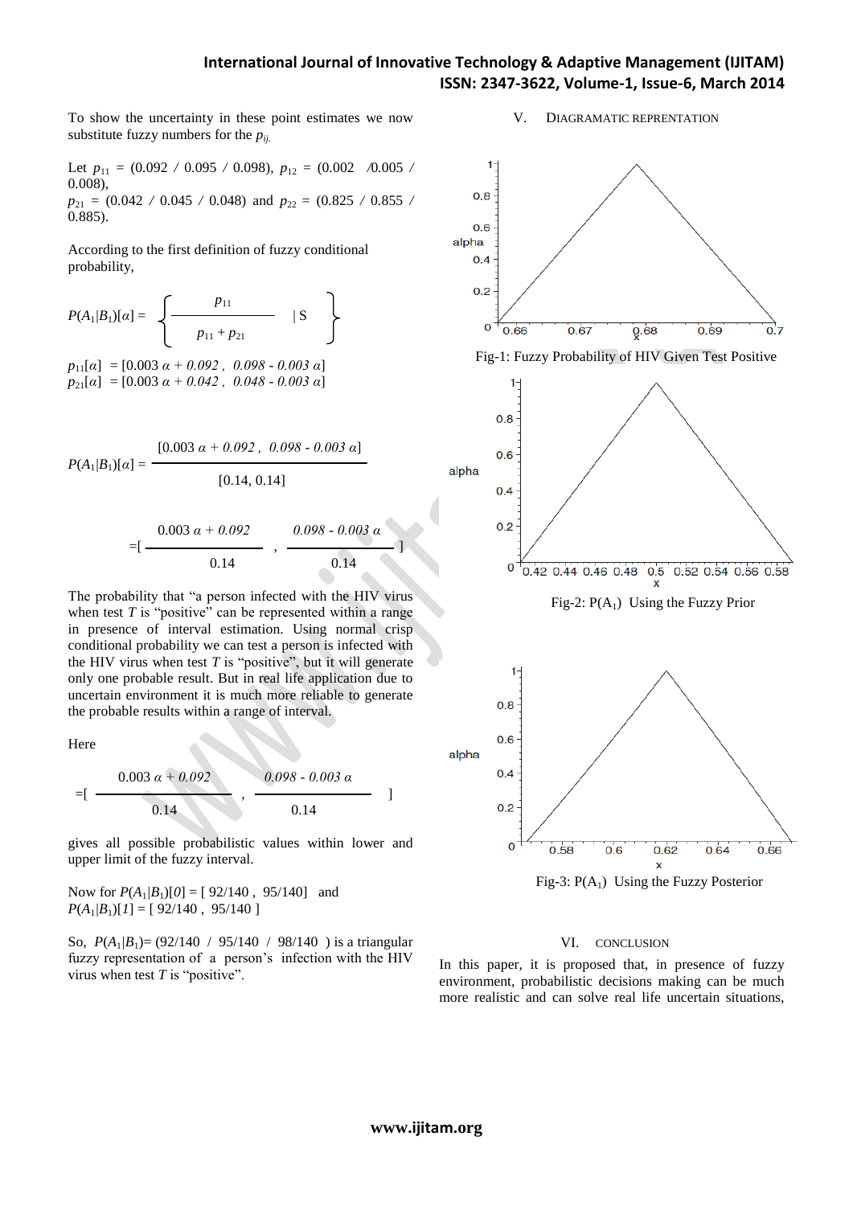To show the uncertainty in these point estimates we now substitute fuzzy numbers for the $p_{ij}$.

Let $p_{11}$ = (0.092 / 0.095 / 0.098), $p_{12}$ = (0.002 /0.005 / 0.008),
$p_{21}$ = (0.042 / 0.045 / 0.048) and $p_{22}$ = (0.825 / 0.855 / 0.885).

According to the first definition of fuzzy conditional probability,

$$P(A_1|B_1)[\alpha] = \left\{ \frac{p_{11}}{p_{11} + p_{21}} \;\middle|\; S \right\}$$

$p_{11}[\alpha]$ = [0.003 $\alpha$ + 0.092 , 0.098 - 0.003 $\alpha$]
$p_{21}[\alpha]$ = [0.003 $\alpha$ + 0.042 , 0.048 - 0.003 $\alpha$]

$$P(A_1|B_1)[\alpha] = \frac{[0.003\,\alpha + 0.092\,,\ 0.098 - 0.003\,\alpha]}{[0.14,\ 0.14]}$$

$$= \left[ \frac{0.003\,\alpha + 0.092}{0.14}\ ,\ \frac{0.098 - 0.003\,\alpha}{0.14} \right]$$

The probability that "a person infected with the HIV virus when test $T$ is "positive" can be represented within a range in presence of interval estimation. Using normal crisp conditional probability we can test a person is infected with the HIV virus when test $T$ is "positive", but it will generate only one probable result. But in real life application due to uncertain environment it is much more reliable to generate the probable results within a range of interval.

Here

$$= \left[ \frac{0.003\,\alpha + 0.092}{0.14}\ ,\ \frac{0.098 - 0.003\,\alpha}{0.14} \right]$$

gives all possible probabilistic values within lower and upper limit of the fuzzy interval.

Now for $P(A_1|B_1)[0]$ = [ 92/140 , 95/140] and
$P(A_1|B_1)[1]$ = [ 92/140 , 95/140 ]

So, $P(A_1|B_1)$= (92/140 / 95/140 / 98/140 ) is a triangular fuzzy representation of a person's infection with the HIV virus when test $T$ is "positive".

## V. DIAGRAMATIC REPRENTATION

Fig-1: Fuzzy Probability of HIV Given Test Positive

Fig-2: $P(A_1)$ Using the Fuzzy Prior

Fig-3: $P(A_1)$ Using the Fuzzy Posterior

## VI. CONCLUSION

In this paper, it is proposed that, in presence of fuzzy environment, probabilistic decisions making can be much more realistic and can solve real life uncertain situations,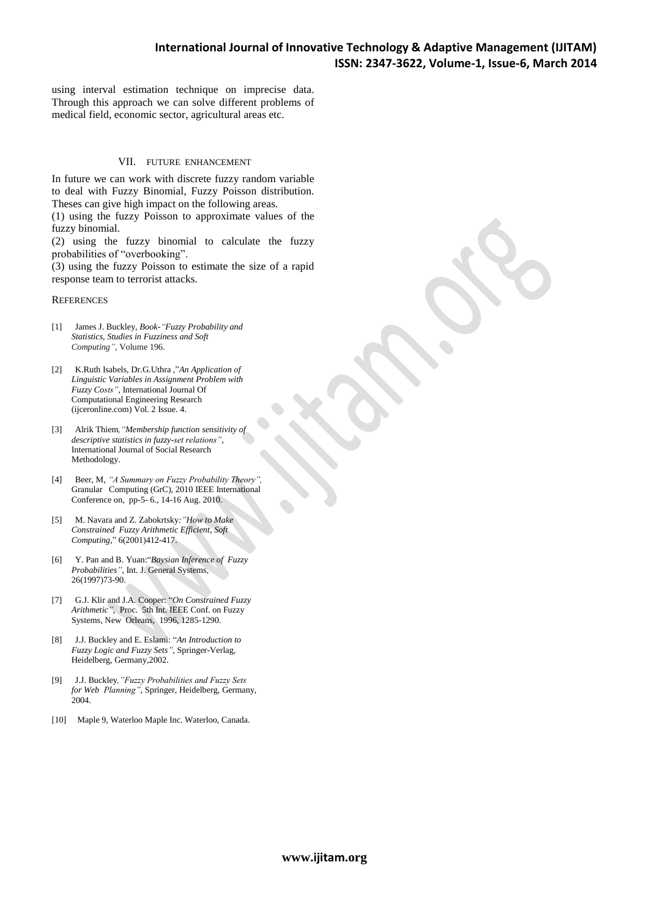using interval estimation technique on imprecise data. Through this approach we can solve different problems of medical field, economic sector, agricultural areas etc.

## VII. FUTURE ENHANCEMENT

In future we can work with discrete fuzzy random variable to deal with Fuzzy Binomial, Fuzzy Poisson distribution. Theses can give high impact on the following areas.

(1) using the fuzzy Poisson to approximate values of the fuzzy binomial.

(2) using the fuzzy binomial to calculate the fuzzy probabilities of "overbooking".

(3) using the fuzzy Poisson to estimate the size of a rapid response team to terrorist attacks.

## REFERENCES

[1] James J. Buckley, *Book-"Fuzzy Probability and Statistics, Studies in Fuzziness and Soft Computing"*, Volume 196.

[2] K.Ruth Isabels, Dr.G.Uthra ,"*An Application of Linguistic Variables in Assignment Problem with Fuzzy Costs"*, International Journal Of Computational Engineering Research (ijceronline.com) Vol. 2 Issue. 4.

[3] Alrik Thiem*,"Membership function sensitivity of descriptive statistics in fuzzy-set relations"*, International Journal of Social Research Methodology.

[4] Beer, M, *"A Summary on Fuzzy Probability Theory",* Granular Computing (GrC), 2010 IEEE International Conference on, pp-5- 6., 14-16 Aug. 2010.

[5] M. Navara and Z. Zabokrtsky*:"How to Make Constrained Fuzzy Arithmetic Efficient, Soft Computing*," 6(2001)412-417.

[6] Y. Pan and B. Yuan:"*Baysian Inference of Fuzzy Probabilities"*, Int. J. General Systems, 26(1997)73-90.

[7] G.J. Klir and J.A. Cooper: "*On Constrained Fuzzy Arithmetic"*, Proc. 5th Int. IEEE Conf. on Fuzzy Systems, New Orleans, 1996, 1285-1290.

[8] J.J. Buckley and E. Eslami: "*An Introduction to Fuzzy Logic and Fuzzy Sets"*, Springer-Verlag, Heidelberg, Germany,2002.

[9] J.J. Buckley*,"Fuzzy Probabilities and Fuzzy Sets for Web Planning"*, Springer, Heidelberg, Germany, 2004.

[10] Maple 9, Waterloo Maple Inc. Waterloo, Canada.